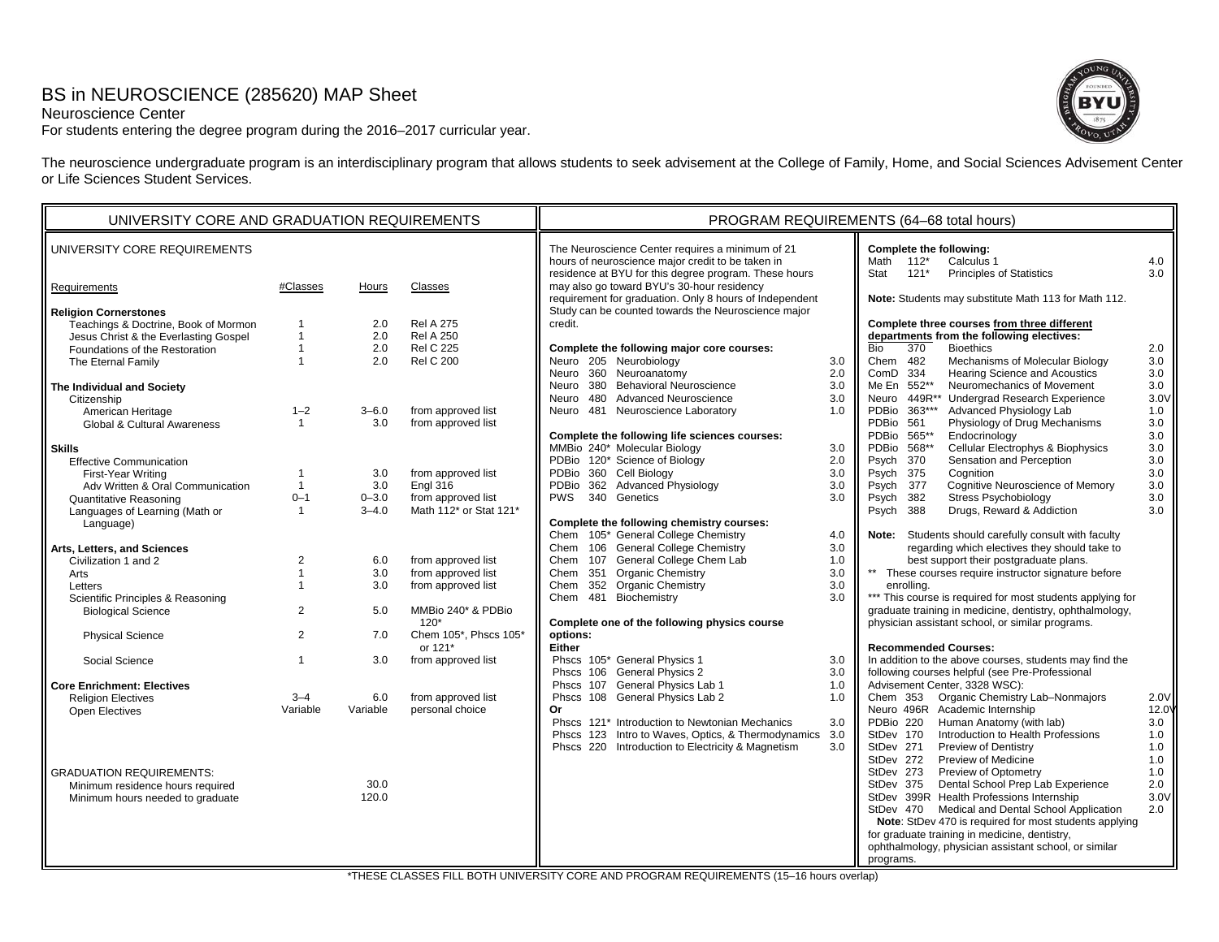# BS in NEUROSCIENCE (285620) MAP Sheet

Neuroscience Center

For students entering the degree program during the 2016–2017 curricular year.

The neuroscience undergraduate program is an interdisciplinary program that allows students to seek advisement at the College of Family, Home, and Social Sciences Advisement Center or Life Sciences Student Services.

## UNIVERSITY CORE AND GRADUATION REQUIREMENTS

### UNIVERSITY CORE REQUIREMENTS

| Requirements | #Classes | Hours | Classes |
|---|---|---|---|
| **Religion Cornerstones** | | | |
| Teachings & Doctrine, Book of Mormon | 1 | 2.0 | Rel A 275 |
| Jesus Christ & the Everlasting Gospel | 1 | 2.0 | Rel A 250 |
| Foundations of the Restoration | 1 | 2.0 | Rel C 225 |
| The Eternal Family | 1 | 2.0 | Rel C 200 |
| **The Individual and Society** | | | |
| Citizenship | | | |
| American Heritage | 1–2 | 3–6.0 | from approved list |
| Global & Cultural Awareness | 1 | 3.0 | from approved list |
| **Skills** | | | |
| Effective Communication | | | |
| First-Year Writing | 1 | 3.0 | from approved list |
| Adv Written & Oral Communication | 1 | 3.0 | Engl 316 |
| Quantitative Reasoning | 0–1 | 0–3.0 | from approved list |
| Languages of Learning (Math or Language) | 1 | 3–4.0 | Math 112* or Stat 121* |
| **Arts, Letters, and Sciences** | | | |
| Civilization 1 and 2 | 2 | 6.0 | from approved list |
| Arts | 1 | 3.0 | from approved list |
| Letters | 1 | 3.0 | from approved list |
| Scientific Principles & Reasoning | | | |
| Biological Science | 2 | 5.0 | MMBio 240* & PDBio 120* |
| Physical Science | 2 | 7.0 | Chem 105*, Phscs 105* or 121* |
| Social Science | 1 | 3.0 | from approved list |
| **Core Enrichment: Electives** | | | |
| Religion Electives | 3–4 | 6.0 | from approved list |
| Open Electives | Variable | Variable | personal choice |

### GRADUATION REQUIREMENTS:

| | |
|---|---|
| Minimum residence hours required | 30.0 |
| Minimum hours needed to graduate | 120.0 |

## PROGRAM REQUIREMENTS (64–68 total hours)

The Neuroscience Center requires a minimum of 21 hours of neuroscience major credit to be taken in residence at BYU for this degree program. These hours may also go toward BYU's 30-hour residency requirement for graduation. Only 8 hours of Independent Study can be counted towards the Neuroscience major credit.

**Complete the following major core courses:**

| Course | Title | Hours |
|---|---|---|
| Neuro 205 | Neurobiology | 3.0 |
| Neuro 360 | Neuroanatomy | 2.0 |
| Neuro 380 | Behavioral Neuroscience | 3.0 |
| Neuro 480 | Advanced Neuroscience | 3.0 |
| Neuro 481 | Neuroscience Laboratory | 1.0 |

**Complete the following life sciences courses:**

| Course | Title | Hours |
|---|---|---|
| MMBio 240* | Molecular Biology | 3.0 |
| PDBio 120* | Science of Biology | 2.0 |
| PDBio 360 | Cell Biology | 3.0 |
| PDBio 362 | Advanced Physiology | 3.0 |
| PWS 340 | Genetics | 3.0 |

**Complete the following chemistry courses:**

| Course | Title | Hours |
|---|---|---|
| Chem 105* | General College Chemistry | 4.0 |
| Chem 106 | General College Chemistry | 3.0 |
| Chem 107 | General College Chem Lab | 1.0 |
| Chem 351 | Organic Chemistry | 3.0 |
| Chem 352 | Organic Chemistry | 3.0 |
| Chem 481 | Biochemistry | 3.0 |

**Complete one of the following physics course options:**

**Either**

| Course | Title | Hours |
|---|---|---|
| Phscs 105* | General Physics 1 | 3.0 |
| Phscs 106 | General Physics 2 | 3.0 |
| Phscs 107 | General Physics Lab 1 | 1.0 |
| Phscs 108 | General Physics Lab 2 | 1.0 |

**Or**

| Course | Title | Hours |
|---|---|---|
| Phscs 121* | Introduction to Newtonian Mechanics | 3.0 |
| Phscs 123 | Intro to Waves, Optics, & Thermodynamics | 3.0 |
| Phscs 220 | Introduction to Electricity & Magnetism | 3.0 |

**Complete the following:**

| Course | Title | Hours |
|---|---|---|
| Math 112* | Calculus 1 | 4.0 |
| Stat 121* | Principles of Statistics | 3.0 |

**Note:** Students may substitute Math 113 for Math 112.

**Complete three courses from three different departments from the following electives:**

| Course | Title | Hours |
|---|---|---|
| Bio 370 | Bioethics | 2.0 |
| Chem 482 | Mechanisms of Molecular Biology | 3.0 |
| ComD 334 | Hearing Science and Acoustics | 3.0 |
| Me En 552** | Neuromechanics of Movement | 3.0 |
| Neuro 449R** | Undergrad Research Experience | 3.0V |
| PDBio 363*** | Advanced Physiology Lab | 1.0 |
| PDBio 561 | Physiology of Drug Mechanisms | 3.0 |
| PDBio 565** | Endocrinology | 3.0 |
| PDBio 568** | Cellular Electrophys & Biophysics | 3.0 |
| Psych 370 | Sensation and Perception | 3.0 |
| Psych 375 | Cognition | 3.0 |
| Psych 377 | Cognitive Neuroscience of Memory | 3.0 |
| Psych 382 | Stress Psychobiology | 3.0 |
| Psych 388 | Drugs, Reward & Addiction | 3.0 |

**Note:** Students should carefully consult with faculty regarding which electives they should take to best support their postgraduate plans.

** These courses require instructor signature before enrolling.

*** This course is required for most students applying for graduate training in medicine, dentistry, ophthalmology, physician assistant school, or similar programs.

**Recommended Courses:**

In addition to the above courses, students may find the following courses helpful (see Pre-Professional Advisement Center, 3328 WSC):

| Course | Title | Hours |
|---|---|---|
| Chem 353 | Organic Chemistry Lab–Nonmajors | 2.0V |
| Neuro 496R | Academic Internship | 12.0V |
| PDBio 220 | Human Anatomy (with lab) | 3.0 |
| StDev 170 | Introduction to Health Professions | 1.0 |
| StDev 271 | Preview of Dentistry | 1.0 |
| StDev 272 | Preview of Medicine | 1.0 |
| StDev 273 | Preview of Optometry | 1.0 |
| StDev 375 | Dental School Prep Lab Experience | 2.0 |
| StDev 399R | Health Professions Internship | 3.0V |
| StDev 470 | Medical and Dental School Application | 2.0 |

**Note**: StDev 470 is required for most students applying for graduate training in medicine, dentistry, ophthalmology, physician assistant school, or similar programs.

*THESE CLASSES FILL BOTH UNIVERSITY CORE AND PROGRAM REQUIREMENTS (15–16 hours overlap)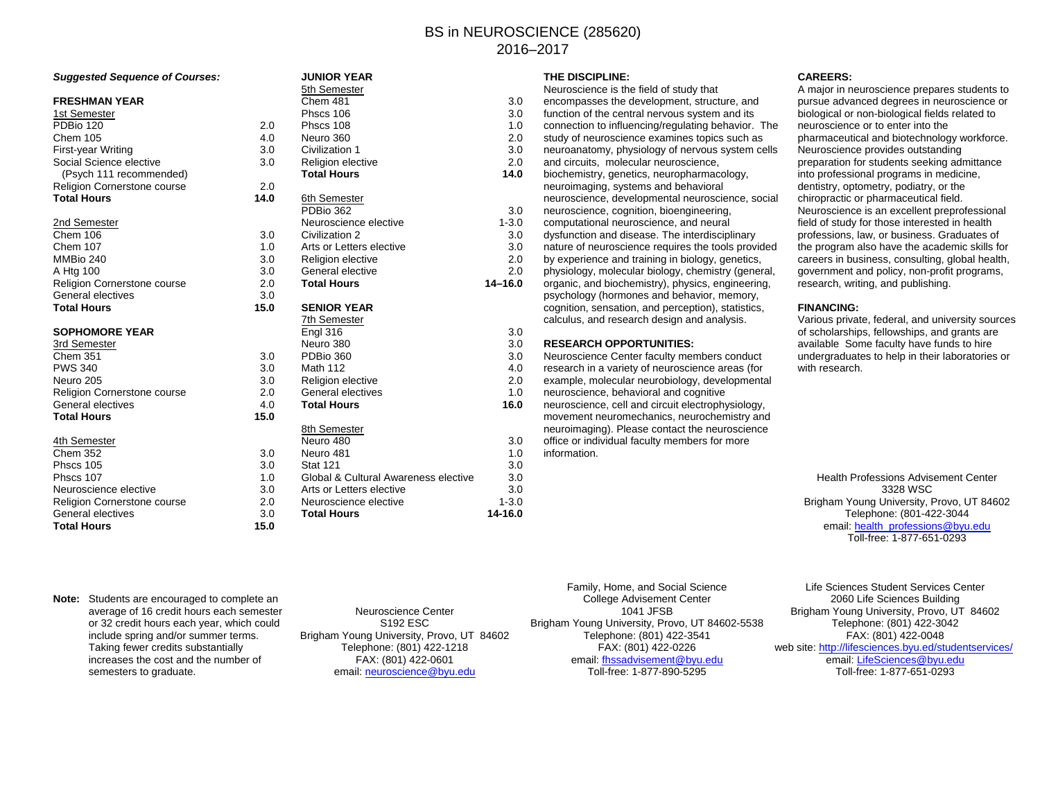# BS in NEUROSCIENCE (285620)
## 2016–2017

***Suggested Sequence of Courses:***

### FRESHMAN YEAR

1st Semester

| | |
|---|---|
| PDBio 120 | 2.0 |
| Chem 105 | 4.0 |
| First-year Writing | 3.0 |
| Social Science elective (Psych 111 recommended) | 3.0 |
| Religion Cornerstone course | 2.0 |
| **Total Hours** | **14.0** |

2nd Semester

| | |
|---|---|
| Chem 106 | 3.0 |
| Chem 107 | 1.0 |
| MMBio 240 | 3.0 |
| A Htg 100 | 3.0 |
| Religion Cornerstone course | 2.0 |
| General electives | 3.0 |
| **Total Hours** | **15.0** |

### SOPHOMORE YEAR

3rd Semester

| | |
|---|---|
| Chem 351 | 3.0 |
| PWS 340 | 3.0 |
| Neuro 205 | 3.0 |
| Religion Cornerstone course | 2.0 |
| General electives | 4.0 |
| **Total Hours** | **15.0** |

4th Semester

| | |
|---|---|
| Chem 352 | 3.0 |
| Phscs 105 | 3.0 |
| Phscs 107 | 1.0 |
| Neuroscience elective | 3.0 |
| Religion Cornerstone course | 2.0 |
| General electives | 3.0 |
| **Total Hours** | **15.0** |

### JUNIOR YEAR

5th Semester

| | |
|---|---|
| Chem 481 | 3.0 |
| Phscs 106 | 3.0 |
| Phscs 108 | 1.0 |
| Neuro 360 | 2.0 |
| Civilization 1 | 3.0 |
| Religion elective | 2.0 |
| **Total Hours** | **14.0** |

6th Semester

| | |
|---|---|
| PDBio 362 | 3.0 |
| Neuroscience elective | 1-3.0 |
| Civilization 2 | 3.0 |
| Arts or Letters elective | 3.0 |
| Religion elective | 2.0 |
| General elective | 2.0 |
| **Total Hours** | **14–16.0** |

### SENIOR YEAR

7th Semester

| | |
|---|---|
| Engl 316 | 3.0 |
| Neuro 380 | 3.0 |
| PDBio 360 | 3.0 |
| Math 112 | 4.0 |
| Religion elective | 2.0 |
| General electives | 1.0 |
| **Total Hours** | **16.0** |

8th Semester

| | |
|---|---|
| Neuro 480 | 3.0 |
| Neuro 481 | 1.0 |
| Stat 121 | 3.0 |
| Global & Cultural Awareness elective | 3.0 |
| Arts or Letters elective | 3.0 |
| Neuroscience elective | 1-3.0 |
| **Total Hours** | **14-16.0** |

### THE DISCIPLINE:

Neuroscience is the field of study that encompasses the development, structure, and function of the central nervous system and its connection to influencing/regulating behavior. The study of neuroscience examines topics such as neuroanatomy, physiology of nervous system cells and circuits, molecular neuroscience, biochemistry, genetics, neuropharmacology, neuroimaging, systems and behavioral neuroscience, developmental neuroscience, social neuroscience, cognition, bioengineering, computational neuroscience, and neural dysfunction and disease. The interdisciplinary nature of neuroscience requires the tools provided by experience and training in biology, genetics, physiology, molecular biology, chemistry (general, organic, and biochemistry), physics, engineering, psychology (hormones and behavior, memory, cognition, sensation, and perception), statistics, calculus, and research design and analysis.

### RESEARCH OPPORTUNITIES:

Neuroscience Center faculty members conduct research in a variety of neuroscience areas (for example, molecular neurobiology, developmental neuroscience, behavioral and cognitive neuroscience, cell and circuit electrophysiology, movement neuromechanics, neurochemistry and neuroimaging). Please contact the neuroscience office or individual faculty members for more information.

### CAREERS:

A major in neuroscience prepares students to pursue advanced degrees in neuroscience or biological or non-biological fields related to neuroscience or to enter into the pharmaceutical and biotechnology workforce. Neuroscience provides outstanding preparation for students seeking admittance into professional programs in medicine, dentistry, optometry, podiatry, or the chiropractic or pharmaceutical field. Neuroscience is an excellent preprofessional field of study for those interested in health professions, law, or business. Graduates of the program also have the academic skills for careers in business, consulting, global health, government and policy, non-profit programs, research, writing, and publishing.

### FINANCING:

Various private, federal, and university sources of scholarships, fellowships, and grants are available Some faculty have funds to hire undergraduates to help in their laboratories or with research.

Health Professions Advisement Center
3328 WSC
Brigham Young University, Provo, UT 84602
Telephone: (801-422-3044
email: health_professions@byu.edu
Toll-free: 1-877-651-0293

**Note:** Students are encouraged to complete an average of 16 credit hours each semester or 32 credit hours each year, which could include spring and/or summer terms. Taking fewer credits substantially increases the cost and the number of semesters to graduate.

Neuroscience Center
S192 ESC
Brigham Young University, Provo, UT 84602
Telephone: (801) 422-1218
FAX: (801) 422-0601
email: neuroscience@byu.edu

Family, Home, and Social Science
College Advisement Center
1041 JFSB
Brigham Young University, Provo, UT 84602-5538
Telephone: (801) 422-3541
FAX: (801) 422-0226
email: fhssadvisement@byu.edu
Toll-free: 1-877-890-5295

Life Sciences Student Services Center
2060 Life Sciences Building
Brigham Young University, Provo, UT 84602
Telephone: (801) 422-3042
FAX: (801) 422-0048
web site: http://lifesciences.byu.ed/studentservices/
email: LifeSciences@byu.edu
Toll-free: 1-877-651-0293